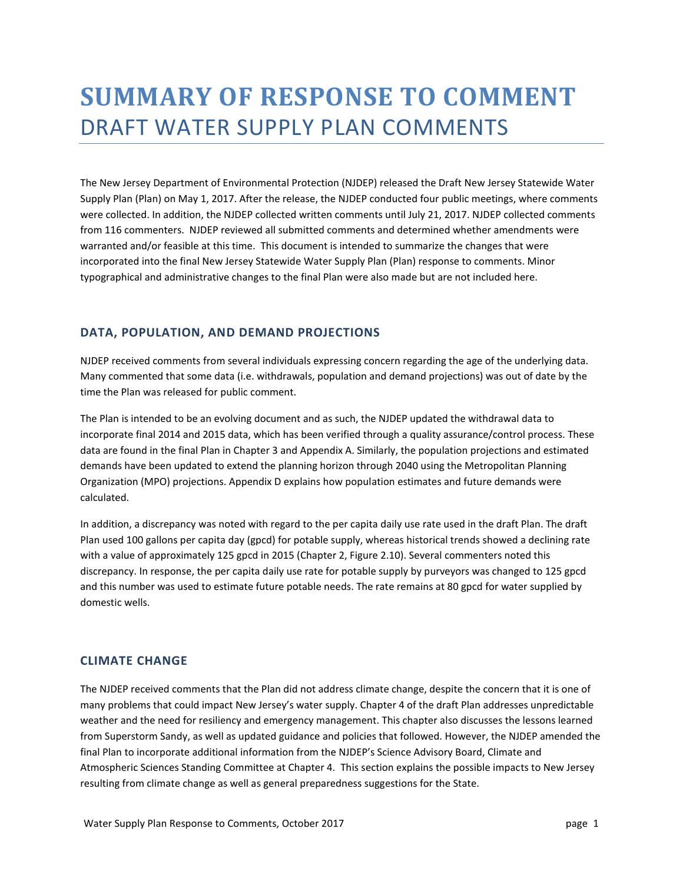# SUMMARY OF RESPONSE TO COMMENT

## DRAFT WATER SUPPLY PLAN COMMENTS

The New Jersey Department of Environmental Protection (NJDEP) released the Draft New Jersey Statewide Water Supply Plan (Plan) on May 1, 2017. After the release, the NJDEP conducted four public meetings, where comments were collected. In addition, the NJDEP collected written comments until July 21, 2017. NJDEP collected comments from 116 commenters. NJDEP reviewed all submitted comments and determined whether amendments were warranted and/or feasible at this time. This document is intended to summarize the changes that were incorporated into the final New Jersey Statewide Water Supply Plan (Plan) response to comments. Minor typographical and administrative changes to the final Plan were also made but are not included here.

### DATA, POPULATION, AND DEMAND PROJECTIONS

NJDEP received comments from several individuals expressing concern regarding the age of the underlying data. Many commented that some data (i.e. withdrawals, population and demand projections) was out of date by the time the Plan was released for public comment.

The Plan is intended to be an evolving document and as such, the NJDEP updated the withdrawal data to incorporate final 2014 and 2015 data, which has been verified through a quality assurance/control process. These data are found in the final Plan in Chapter 3 and Appendix A. Similarly, the population projections and estimated demands have been updated to extend the planning horizon through 2040 using the Metropolitan Planning Organization (MPO) projections. Appendix D explains how population estimates and future demands were calculated.

In addition, a discrepancy was noted with regard to the per capita daily use rate used in the draft Plan. The draft Plan used 100 gallons per capita day (gpcd) for potable supply, whereas historical trends showed a declining rate with a value of approximately 125 gpcd in 2015 (Chapter 2, Figure 2.10). Several commenters noted this discrepancy. In response, the per capita daily use rate for potable supply by purveyors was changed to 125 gpcd and this number was used to estimate future potable needs. The rate remains at 80 gpcd for water supplied by domestic wells.

### CLIMATE CHANGE

The NJDEP received comments that the Plan did not address climate change, despite the concern that it is one of many problems that could impact New Jersey's water supply. Chapter 4 of the draft Plan addresses unpredictable weather and the need for resiliency and emergency management. This chapter also discusses the lessons learned from Superstorm Sandy, as well as updated guidance and policies that followed. However, the NJDEP amended the final Plan to incorporate additional information from the NJDEP's Science Advisory Board, Climate and Atmospheric Sciences Standing Committee at Chapter 4. This section explains the possible impacts to New Jersey resulting from climate change as well as general preparedness suggestions for the State.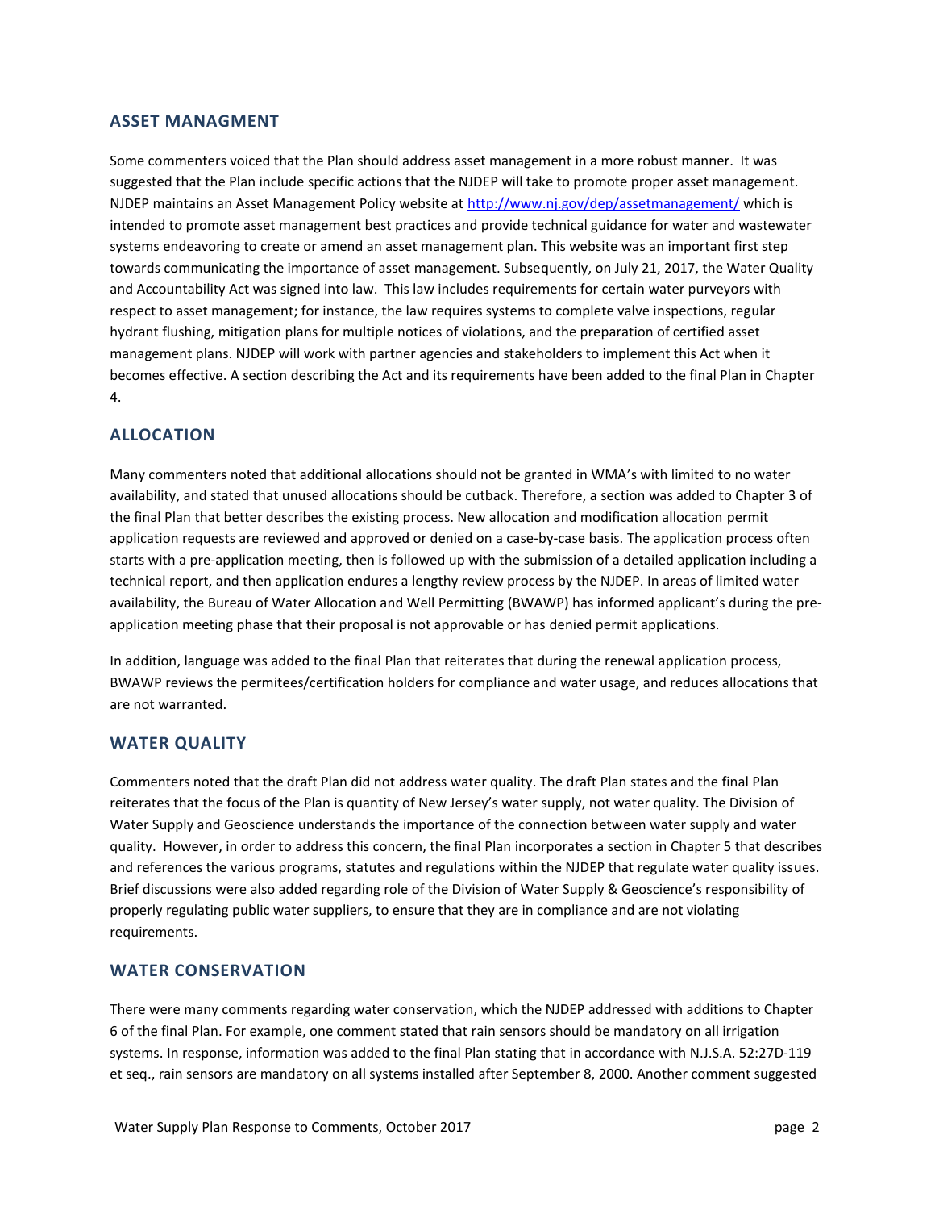## ASSET MANAGMENT

Some commenters voiced that the Plan should address asset management in a more robust manner. It was suggested that the Plan include specific actions that the NJDEP will take to promote proper asset management. NJDEP maintains an Asset Management Policy website at http://www.nj.gov/dep/assetmanagement/ which is intended to promote asset management best practices and provide technical guidance for water and wastewater systems endeavoring to create or amend an asset management plan. This website was an important first step towards communicating the importance of asset management. Subsequently, on July 21, 2017, the Water Quality and Accountability Act was signed into law. This law includes requirements for certain water purveyors with respect to asset management; for instance, the law requires systems to complete valve inspections, regular hydrant flushing, mitigation plans for multiple notices of violations, and the preparation of certified asset management plans. NJDEP will work with partner agencies and stakeholders to implement this Act when it becomes effective. A section describing the Act and its requirements have been added to the final Plan in Chapter 4.

## ALLOCATION

Many commenters noted that additional allocations should not be granted in WMA's with limited to no water availability, and stated that unused allocations should be cutback. Therefore, a section was added to Chapter 3 of the final Plan that better describes the existing process. New allocation and modification allocation permit application requests are reviewed and approved or denied on a case-by-case basis. The application process often starts with a pre-application meeting, then is followed up with the submission of a detailed application including a technical report, and then application endures a lengthy review process by the NJDEP. In areas of limited water availability, the Bureau of Water Allocation and Well Permitting (BWAWP) has informed applicant's during the pre-application meeting phase that their proposal is not approvable or has denied permit applications.

In addition, language was added to the final Plan that reiterates that during the renewal application process, BWAWP reviews the permitees/certification holders for compliance and water usage, and reduces allocations that are not warranted.

## WATER QUALITY

Commenters noted that the draft Plan did not address water quality. The draft Plan states and the final Plan reiterates that the focus of the Plan is quantity of New Jersey's water supply, not water quality. The Division of Water Supply and Geoscience understands the importance of the connection between water supply and water quality. However, in order to address this concern, the final Plan incorporates a section in Chapter 5 that describes and references the various programs, statutes and regulations within the NJDEP that regulate water quality issues. Brief discussions were also added regarding role of the Division of Water Supply & Geoscience's responsibility of properly regulating public water suppliers, to ensure that they are in compliance and are not violating requirements.

## WATER CONSERVATION

There were many comments regarding water conservation, which the NJDEP addressed with additions to Chapter 6 of the final Plan. For example, one comment stated that rain sensors should be mandatory on all irrigation systems. In response, information was added to the final Plan stating that in accordance with N.J.S.A. 52:27D-119 et seq., rain sensors are mandatory on all systems installed after September 8, 2000. Another comment suggested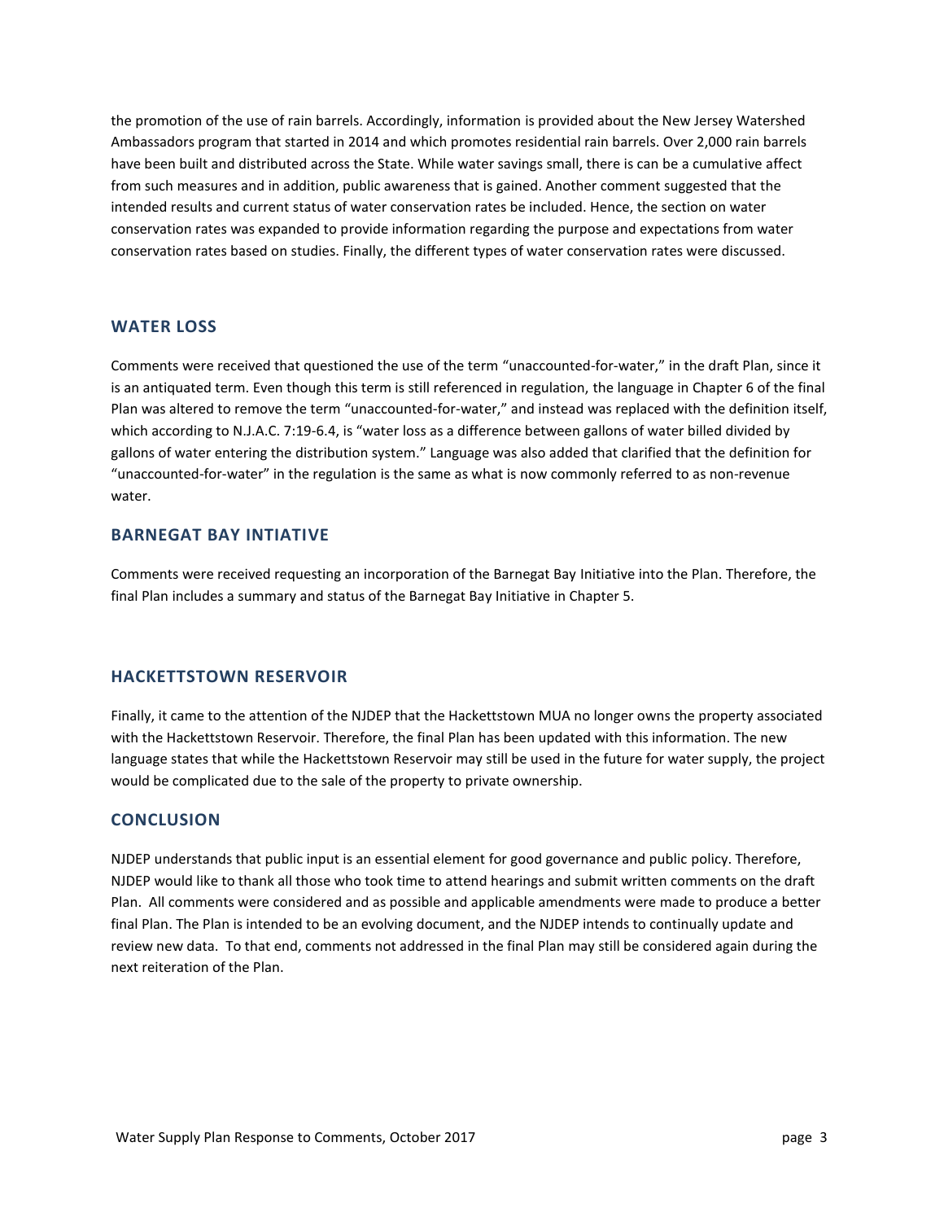the promotion of the use of rain barrels. Accordingly, information is provided about the New Jersey Watershed Ambassadors program that started in 2014 and which promotes residential rain barrels. Over 2,000 rain barrels have been built and distributed across the State. While water savings small, there is can be a cumulative affect from such measures and in addition, public awareness that is gained. Another comment suggested that the intended results and current status of water conservation rates be included. Hence, the section on water conservation rates was expanded to provide information regarding the purpose and expectations from water conservation rates based on studies. Finally, the different types of water conservation rates were discussed.

## WATER LOSS

Comments were received that questioned the use of the term "unaccounted-for-water," in the draft Plan, since it is an antiquated term. Even though this term is still referenced in regulation, the language in Chapter 6 of the final Plan was altered to remove the term "unaccounted-for-water," and instead was replaced with the definition itself, which according to N.J.A.C. 7:19-6.4, is "water loss as a difference between gallons of water billed divided by gallons of water entering the distribution system." Language was also added that clarified that the definition for "unaccounted-for-water" in the regulation is the same as what is now commonly referred to as non-revenue water.

## BARNEGAT BAY INTIATIVE

Comments were received requesting an incorporation of the Barnegat Bay Initiative into the Plan. Therefore, the final Plan includes a summary and status of the Barnegat Bay Initiative in Chapter 5.

## HACKETTSTOWN RESERVOIR

Finally, it came to the attention of the NJDEP that the Hackettstown MUA no longer owns the property associated with the Hackettstown Reservoir. Therefore, the final Plan has been updated with this information. The new language states that while the Hackettstown Reservoir may still be used in the future for water supply, the project would be complicated due to the sale of the property to private ownership.

## CONCLUSION

NJDEP understands that public input is an essential element for good governance and public policy. Therefore, NJDEP would like to thank all those who took time to attend hearings and submit written comments on the draft Plan. All comments were considered and as possible and applicable amendments were made to produce a better final Plan. The Plan is intended to be an evolving document, and the NJDEP intends to continually update and review new data. To that end, comments not addressed in the final Plan may still be considered again during the next reiteration of the Plan.